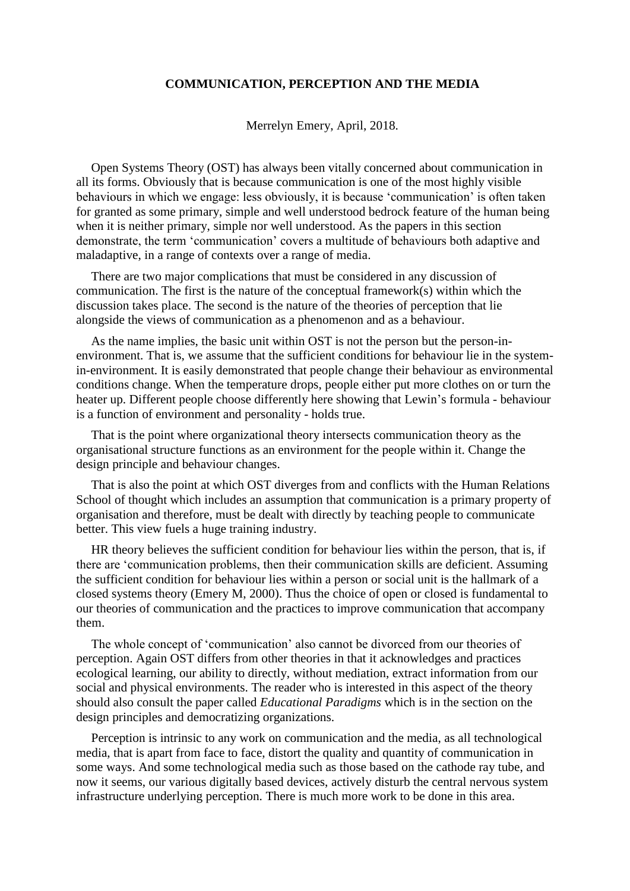# COMMUNICATION, PERCEPTION AND THE MEDIA

Merrelyn Emery, April, 2018.

Open Systems Theory (OST) has always been vitally concerned about communication in all its forms. Obviously that is because communication is one of the most highly visible behaviours in which we engage: less obviously, it is because 'communication' is often taken for granted as some primary, simple and well understood bedrock feature of the human being when it is neither primary, simple nor well understood. As the papers in this section demonstrate, the term 'communication' covers a multitude of behaviours both adaptive and maladaptive, in a range of contexts over a range of media.

There are two major complications that must be considered in any discussion of communication. The first is the nature of the conceptual framework(s) within which the discussion takes place. The second is the nature of the theories of perception that lie alongside the views of communication as a phenomenon and as a behaviour.

As the name implies, the basic unit within OST is not the person but the person-in-environment. That is, we assume that the sufficient conditions for behaviour lie in the system-in-environment. It is easily demonstrated that people change their behaviour as environmental conditions change. When the temperature drops, people either put more clothes on or turn the heater up. Different people choose differently here showing that Lewin's formula - behaviour is a function of environment and personality - holds true.

That is the point where organizational theory intersects communication theory as the organisational structure functions as an environment for the people within it. Change the design principle and behaviour changes.

That is also the point at which OST diverges from and conflicts with the Human Relations School of thought which includes an assumption that communication is a primary property of organisation and therefore, must be dealt with directly by teaching people to communicate better. This view fuels a huge training industry.

HR theory believes the sufficient condition for behaviour lies within the person, that is, if there are 'communication problems, then their communication skills are deficient. Assuming the sufficient condition for behaviour lies within a person or social unit is the hallmark of a closed systems theory (Emery M, 2000). Thus the choice of open or closed is fundamental to our theories of communication and the practices to improve communication that accompany them.

The whole concept of 'communication' also cannot be divorced from our theories of perception. Again OST differs from other theories in that it acknowledges and practices ecological learning, our ability to directly, without mediation, extract information from our social and physical environments. The reader who is interested in this aspect of the theory should also consult the paper called *Educational Paradigms* which is in the section on the design principles and democratizing organizations.

Perception is intrinsic to any work on communication and the media, as all technological media, that is apart from face to face, distort the quality and quantity of communication in some ways. And some technological media such as those based on the cathode ray tube, and now it seems, our various digitally based devices, actively disturb the central nervous system infrastructure underlying perception. There is much more work to be done in this area.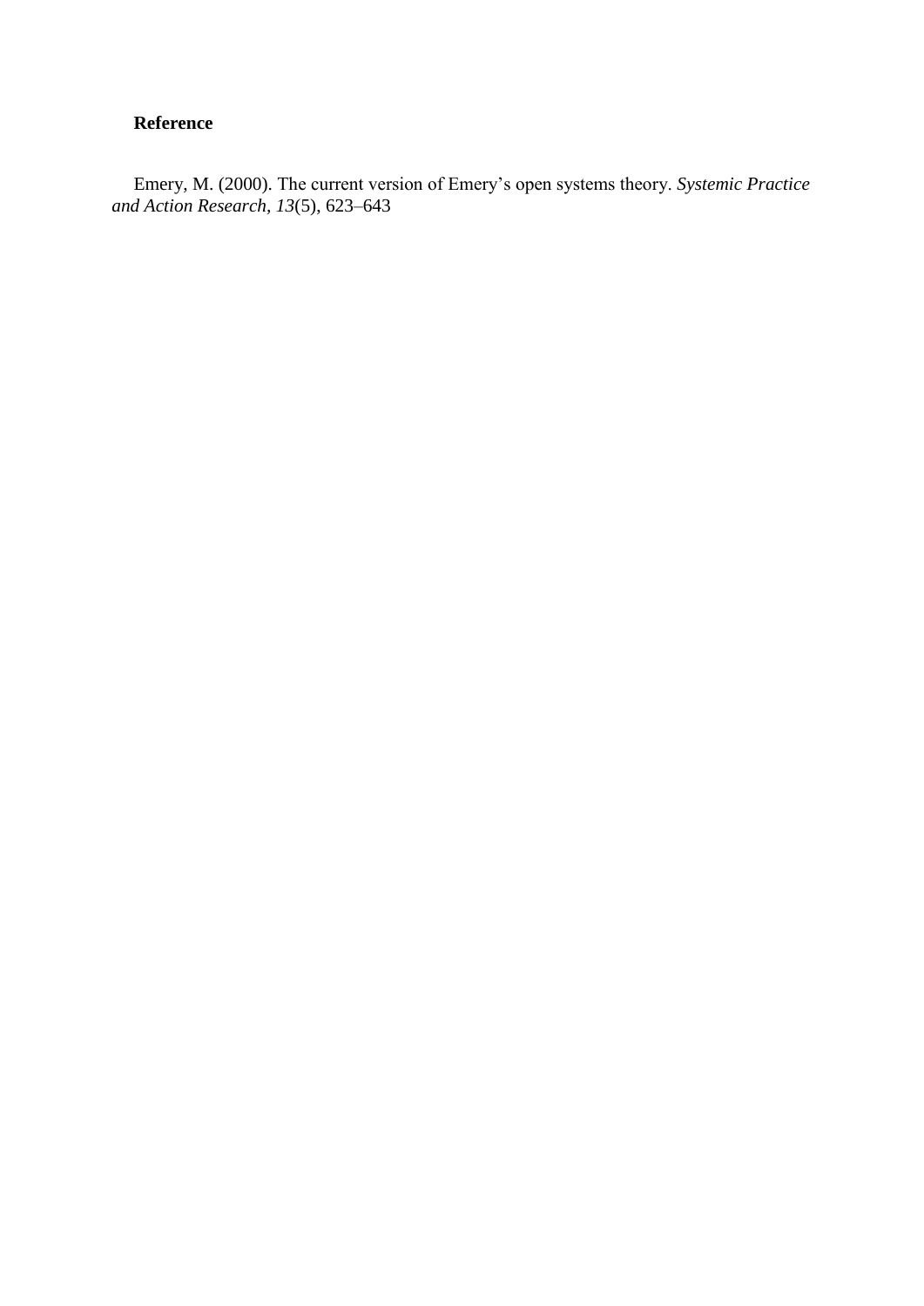**Reference**

Emery, M. (2000). The current version of Emery's open systems theory. *Systemic Practice and Action Research*, *13*(5), 623–643